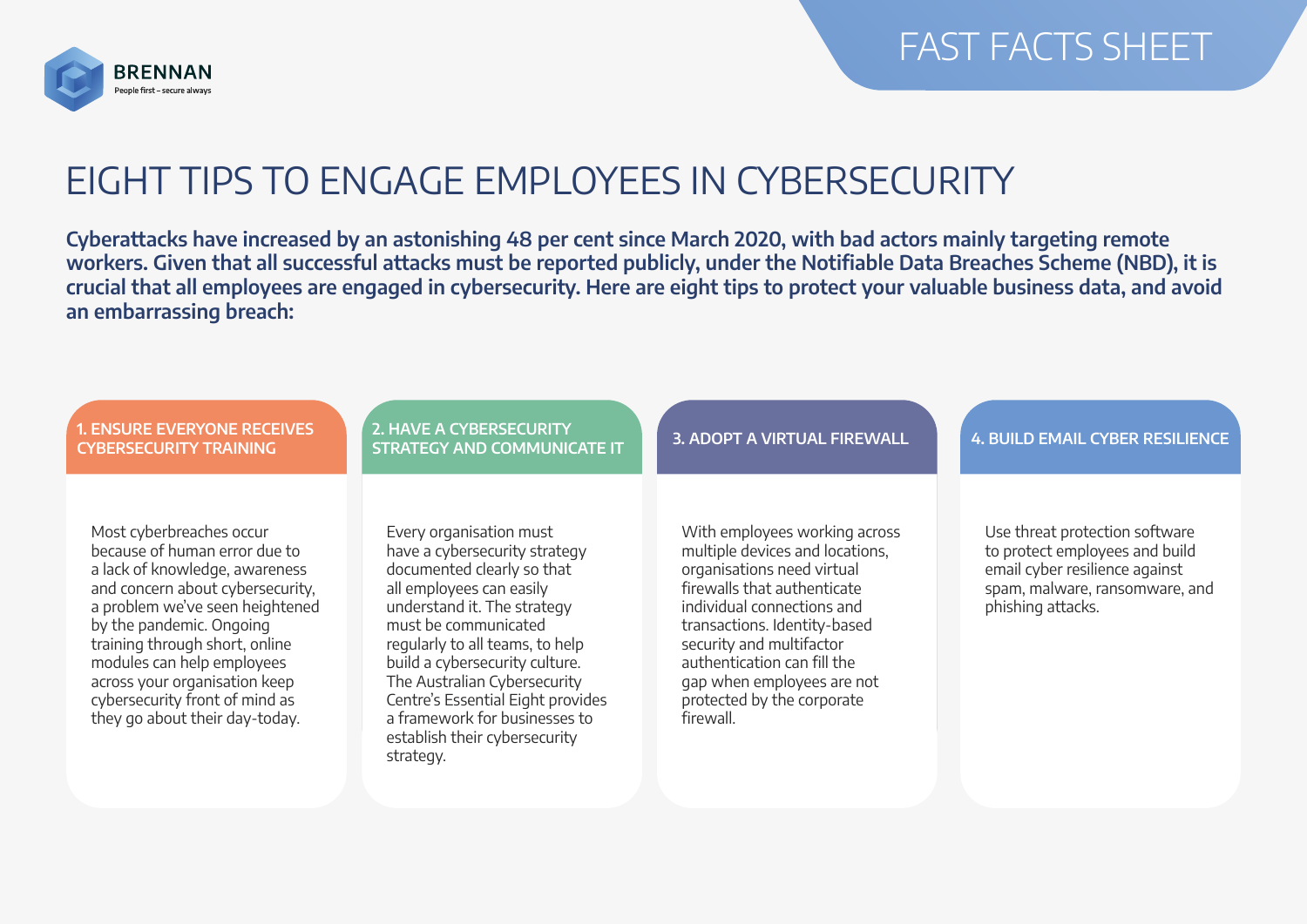BRENNAN

People first – secure always

FAST FACTS SHEET

# EIGHT TIPS TO ENGAGE EMPLOYEES IN CYBERSECURITY

**Cyberattacks have increased by an astonishing 48 per cent since March 2020, with bad actors mainly targeting remote workers. Given that all successful attacks must be reported publicly, under the Notifiable Data Breaches Scheme (NBD), it is crucial that all employees are engaged in cybersecurity. Here are eight tips to protect your valuable business data, and avoid an embarrassing breach:**

## 1. ENSURE EVERYONE RECEIVES CYBERSECURITY TRAINING

Most cyberbreaches occur because of human error due to a lack of knowledge, awareness and concern about cybersecurity, a problem we've seen heightened by the pandemic. Ongoing training through short, online modules can help employees across your organisation keep cybersecurity front of mind as they go about their day-today.

## 2. HAVE A CYBERSECURITY STRATEGY AND COMMUNICATE IT

Every organisation must have a cybersecurity strategy documented clearly so that all employees can easily understand it. The strategy must be communicated regularly to all teams, to help build a cybersecurity culture. The Australian Cybersecurity Centre's Essential Eight provides a framework for businesses to establish their cybersecurity strategy.

## 3. ADOPT A VIRTUAL FIREWALL

With employees working across multiple devices and locations, organisations need virtual firewalls that authenticate individual connections and transactions. Identity-based security and multifactor authentication can fill the gap when employees are not protected by the corporate firewall.

## 4. BUILD EMAIL CYBER RESILIENCE

Use threat protection software to protect employees and build email cyber resilience against spam, malware, ransomware, and phishing attacks.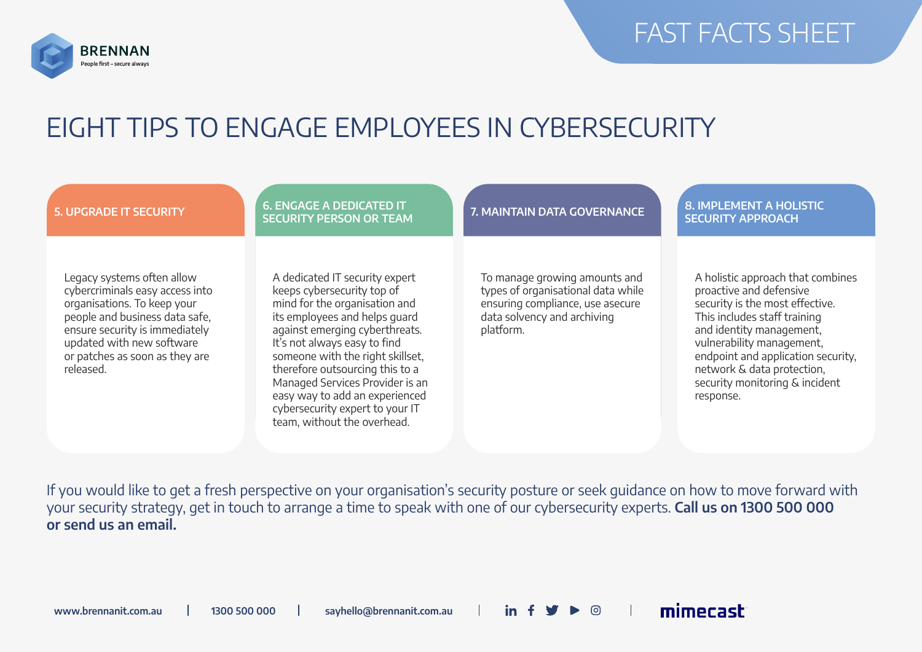# EIGHT TIPS TO ENGAGE EMPLOYEES IN CYBERSECURITY

## 5. UPGRADE IT SECURITY

Legacy systems often allow cybercriminals easy access into organisations. To keep your people and business data safe, ensure security is immediately updated with new software or patches as soon as they are released.

## 6. ENGAGE A DEDICATED IT SECURITY PERSON OR TEAM

A dedicated IT security expert keeps cybersecurity top of mind for the organisation and its employees and helps guard against emerging cyberthreats. It's not always easy to find someone with the right skillset, therefore outsourcing this to a Managed Services Provider is an easy way to add an experienced cybersecurity expert to your IT team, without the overhead.

## 7. MAINTAIN DATA GOVERNANCE

To manage growing amounts and types of organisational data while ensuring compliance, use asecure data solvency and archiving platform.

## 8. IMPLEMENT A HOLISTIC SECURITY APPROACH

A holistic approach that combines proactive and defensive security is the most effective. This includes staff training and identity management, vulnerability management, endpoint and application security, network & data protection, security monitoring & incident response.

If you would like to get a fresh perspective on your organisation's security posture or seek guidance on how to move forward with your security strategy, get in touch to arrange a time to speak with one of our cybersecurity experts. **Call us on 1300 500 000 or send us an email.**

www.brennanit.com.au | 1300 500 000 | sayhello@brennanit.com.au